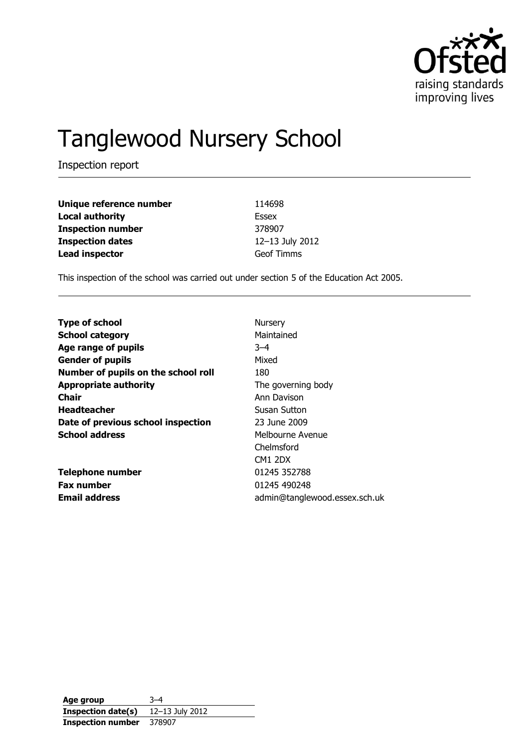Ofsted
raising standards
improving lives

# Tanglewood Nursery School

Inspection report

| | |
|---|---|
| **Unique reference number** | 114698 |
| **Local authority** | Essex |
| **Inspection number** | 378907 |
| **Inspection dates** | 12–13 July 2012 |
| **Lead inspector** | Geof Timms |

This inspection of the school was carried out under section 5 of the Education Act 2005.

| | |
|---|---|
| **Type of school** | Nursery |
| **School category** | Maintained |
| **Age range of pupils** | 3–4 |
| **Gender of pupils** | Mixed |
| **Number of pupils on the school roll** | 180 |
| **Appropriate authority** | The governing body |
| **Chair** | Ann Davison |
| **Headteacher** | Susan Sutton |
| **Date of previous school inspection** | 23 June 2009 |
| **School address** | Melbourne Avenue<br>Chelmsford<br>CM1 2DX |
| **Telephone number** | 01245 352788 |
| **Fax number** | 01245 490248 |
| **Email address** | admin@tanglewood.essex.sch.uk |

| | |
|---|---|
| **Age group** | 3–4 |
| **Inspection date(s)** | 12–13 July 2012 |
| **Inspection number** | 378907 |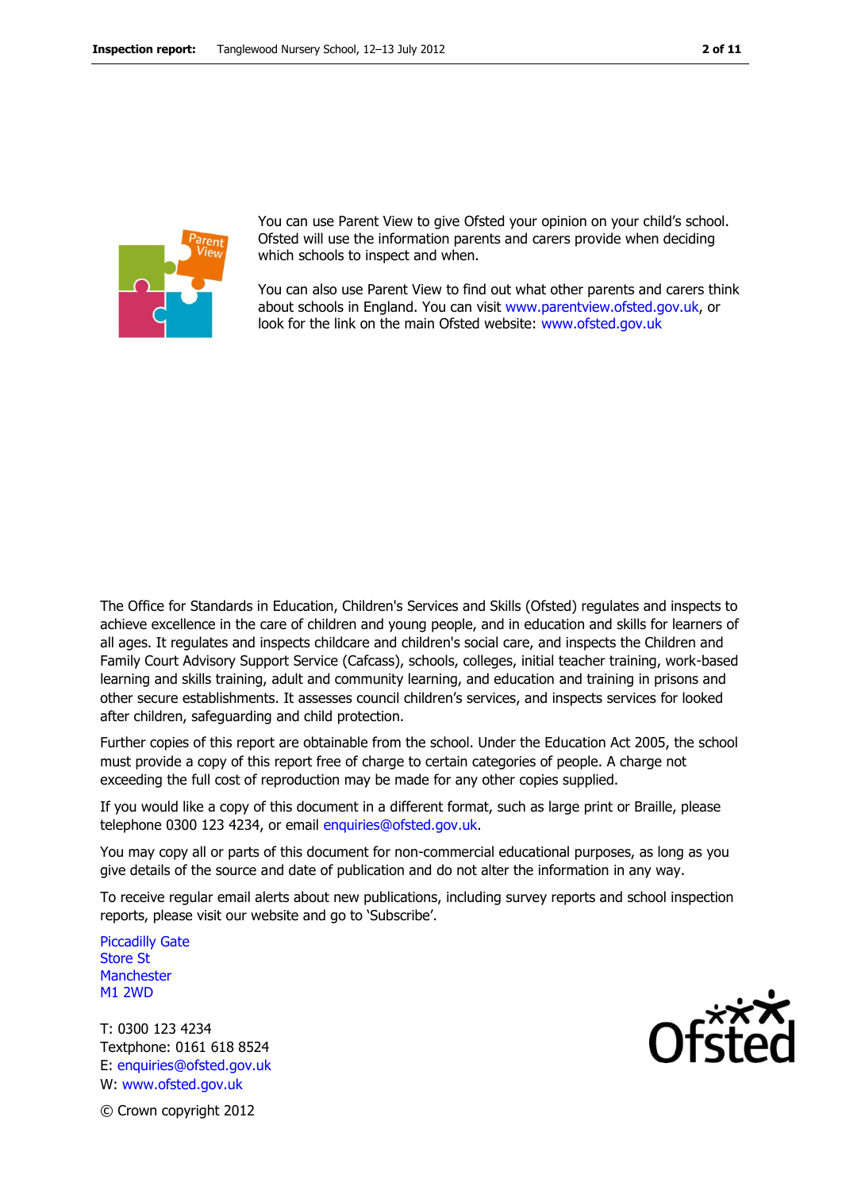You can use Parent View to give Ofsted your opinion on your child's school. Ofsted will use the information parents and carers provide when deciding which schools to inspect and when.

You can also use Parent View to find out what other parents and carers think about schools in England. You can visit www.parentview.ofsted.gov.uk, or look for the link on the main Ofsted website: www.ofsted.gov.uk

The Office for Standards in Education, Children's Services and Skills (Ofsted) regulates and inspects to achieve excellence in the care of children and young people, and in education and skills for learners of all ages. It regulates and inspects childcare and children's social care, and inspects the Children and Family Court Advisory Support Service (Cafcass), schools, colleges, initial teacher training, work-based learning and skills training, adult and community learning, and education and training in prisons and other secure establishments. It assesses council children's services, and inspects services for looked after children, safeguarding and child protection.

Further copies of this report are obtainable from the school. Under the Education Act 2005, the school must provide a copy of this report free of charge to certain categories of people. A charge not exceeding the full cost of reproduction may be made for any other copies supplied.

If you would like a copy of this document in a different format, such as large print or Braille, please telephone 0300 123 4234, or email enquiries@ofsted.gov.uk.

You may copy all or parts of this document for non-commercial educational purposes, as long as you give details of the source and date of publication and do not alter the information in any way.

To receive regular email alerts about new publications, including survey reports and school inspection reports, please visit our website and go to 'Subscribe'.

Piccadilly Gate
Store St
Manchester
M1 2WD

T: 0300 123 4234
Textphone: 0161 618 8524
E: enquiries@ofsted.gov.uk
W: www.ofsted.gov.uk

© Crown copyright 2012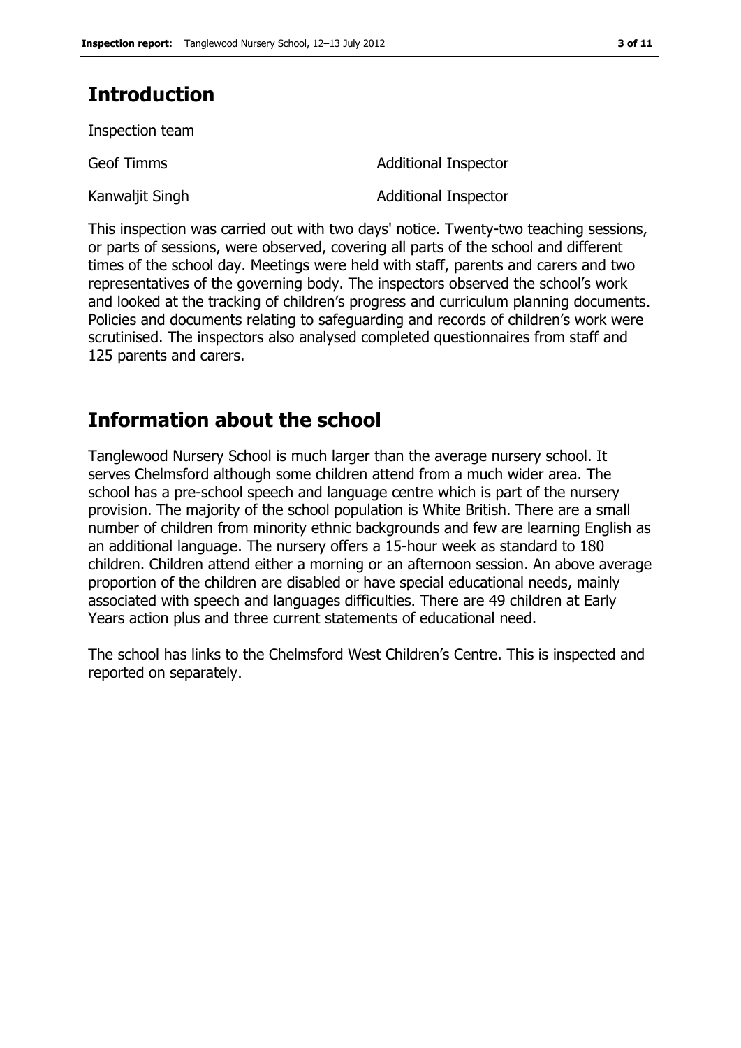## Introduction

Inspection team

| | |
|---|---|
| Geof Timms | Additional Inspector |
| Kanwaljit Singh | Additional Inspector |

This inspection was carried out with two days' notice. Twenty-two teaching sessions, or parts of sessions, were observed, covering all parts of the school and different times of the school day. Meetings were held with staff, parents and carers and two representatives of the governing body. The inspectors observed the school's work and looked at the tracking of children's progress and curriculum planning documents. Policies and documents relating to safeguarding and records of children's work were scrutinised. The inspectors also analysed completed questionnaires from staff and 125 parents and carers.

## Information about the school

Tanglewood Nursery School is much larger than the average nursery school. It serves Chelmsford although some children attend from a much wider area. The school has a pre-school speech and language centre which is part of the nursery provision. The majority of the school population is White British. There are a small number of children from minority ethnic backgrounds and few are learning English as an additional language. The nursery offers a 15-hour week as standard to 180 children. Children attend either a morning or an afternoon session. An above average proportion of the children are disabled or have special educational needs, mainly associated with speech and languages difficulties. There are 49 children at Early Years action plus and three current statements of educational need.

The school has links to the Chelmsford West Children's Centre. This is inspected and reported on separately.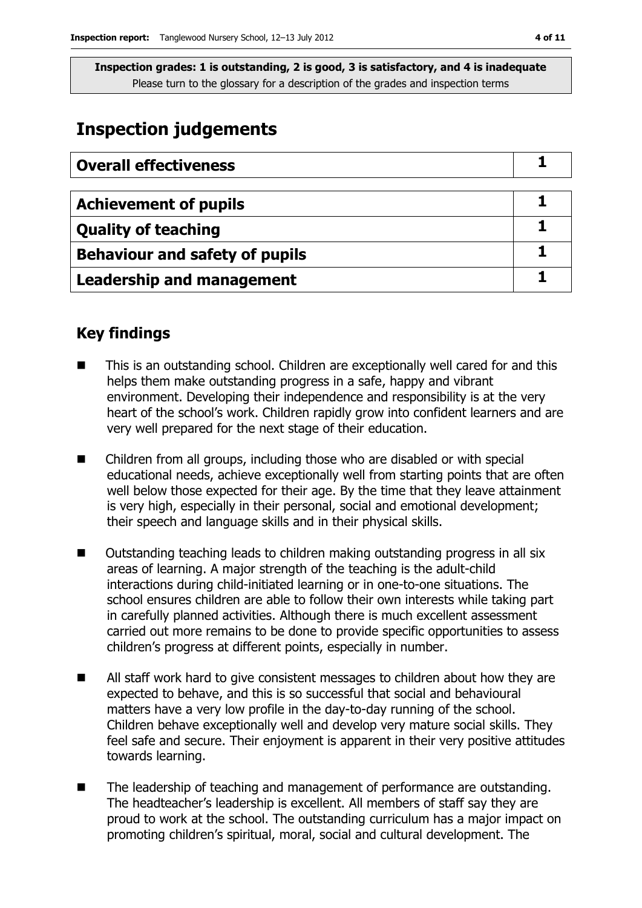**Inspection grades: 1 is outstanding, 2 is good, 3 is satisfactory, and 4 is inadequate**
Please turn to the glossary for a description of the grades and inspection terms

# Inspection judgements

| Overall effectiveness | 1 |
| --- | --- |

| Achievement of pupils | 1 |
| --- | --- |
| Quality of teaching | 1 |
| Behaviour and safety of pupils | 1 |
| Leadership and management | 1 |

## Key findings

- This is an outstanding school. Children are exceptionally well cared for and this helps them make outstanding progress in a safe, happy and vibrant environment. Developing their independence and responsibility is at the very heart of the school's work. Children rapidly grow into confident learners and are very well prepared for the next stage of their education.
- Children from all groups, including those who are disabled or with special educational needs, achieve exceptionally well from starting points that are often well below those expected for their age. By the time that they leave attainment is very high, especially in their personal, social and emotional development; their speech and language skills and in their physical skills.
- Outstanding teaching leads to children making outstanding progress in all six areas of learning. A major strength of the teaching is the adult-child interactions during child-initiated learning or in one-to-one situations. The school ensures children are able to follow their own interests while taking part in carefully planned activities. Although there is much excellent assessment carried out more remains to be done to provide specific opportunities to assess children's progress at different points, especially in number.
- All staff work hard to give consistent messages to children about how they are expected to behave, and this is so successful that social and behavioural matters have a very low profile in the day-to-day running of the school. Children behave exceptionally well and develop very mature social skills. They feel safe and secure. Their enjoyment is apparent in their very positive attitudes towards learning.
- The leadership of teaching and management of performance are outstanding. The headteacher's leadership is excellent. All members of staff say they are proud to work at the school. The outstanding curriculum has a major impact on promoting children's spiritual, moral, social and cultural development. The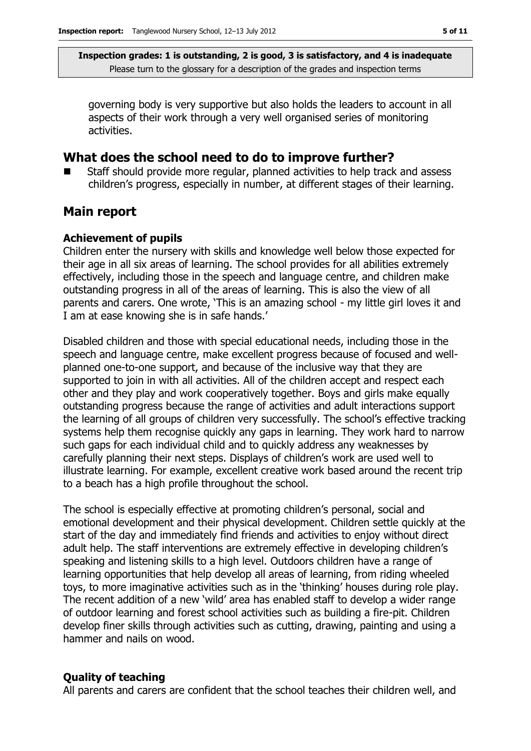governing body is very supportive but also holds the leaders to account in all aspects of their work through a very well organised series of monitoring activities.

## What does the school need to do to improve further?

- Staff should provide more regular, planned activities to help track and assess children's progress, especially in number, at different stages of their learning.

## Main report

### Achievement of pupils

Children enter the nursery with skills and knowledge well below those expected for their age in all six areas of learning. The school provides for all abilities extremely effectively, including those in the speech and language centre, and children make outstanding progress in all of the areas of learning. This is also the view of all parents and carers. One wrote, 'This is an amazing school - my little girl loves it and I am at ease knowing she is in safe hands.'

Disabled children and those with special educational needs, including those in the speech and language centre, make excellent progress because of focused and well-planned one-to-one support, and because of the inclusive way that they are supported to join in with all activities. All of the children accept and respect each other and they play and work cooperatively together. Boys and girls make equally outstanding progress because the range of activities and adult interactions support the learning of all groups of children very successfully. The school's effective tracking systems help them recognise quickly any gaps in learning. They work hard to narrow such gaps for each individual child and to quickly address any weaknesses by carefully planning their next steps. Displays of children's work are used well to illustrate learning. For example, excellent creative work based around the recent trip to a beach has a high profile throughout the school.

The school is especially effective at promoting children's personal, social and emotional development and their physical development. Children settle quickly at the start of the day and immediately find friends and activities to enjoy without direct adult help. The staff interventions are extremely effective in developing children's speaking and listening skills to a high level. Outdoors children have a range of learning opportunities that help develop all areas of learning, from riding wheeled toys, to more imaginative activities such as in the 'thinking' houses during role play. The recent addition of a new 'wild' area has enabled staff to develop a wider range of outdoor learning and forest school activities such as building a fire-pit. Children develop finer skills through activities such as cutting, drawing, painting and using a hammer and nails on wood.

### Quality of teaching

All parents and carers are confident that the school teaches their children well, and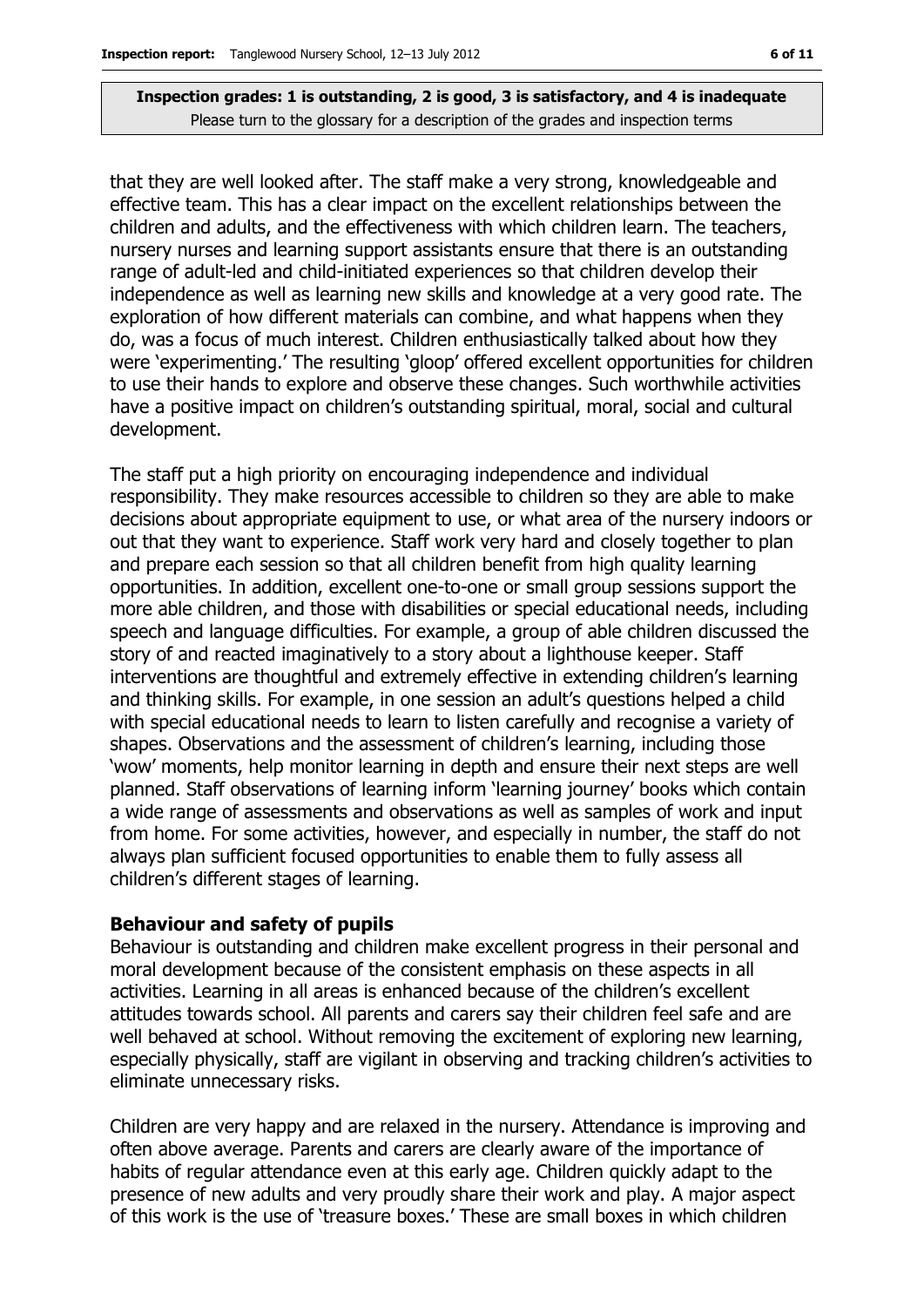that they are well looked after. The staff make a very strong, knowledgeable and effective team. This has a clear impact on the excellent relationships between the children and adults, and the effectiveness with which children learn. The teachers, nursery nurses and learning support assistants ensure that there is an outstanding range of adult-led and child-initiated experiences so that children develop their independence as well as learning new skills and knowledge at a very good rate. The exploration of how different materials can combine, and what happens when they do, was a focus of much interest. Children enthusiastically talked about how they were 'experimenting.' The resulting 'gloop' offered excellent opportunities for children to use their hands to explore and observe these changes. Such worthwhile activities have a positive impact on children's outstanding spiritual, moral, social and cultural development.

The staff put a high priority on encouraging independence and individual responsibility. They make resources accessible to children so they are able to make decisions about appropriate equipment to use, or what area of the nursery indoors or out that they want to experience. Staff work very hard and closely together to plan and prepare each session so that all children benefit from high quality learning opportunities. In addition, excellent one-to-one or small group sessions support the more able children, and those with disabilities or special educational needs, including speech and language difficulties. For example, a group of able children discussed the story of and reacted imaginatively to a story about a lighthouse keeper. Staff interventions are thoughtful and extremely effective in extending children's learning and thinking skills. For example, in one session an adult's questions helped a child with special educational needs to learn to listen carefully and recognise a variety of shapes. Observations and the assessment of children's learning, including those 'wow' moments, help monitor learning in depth and ensure their next steps are well planned. Staff observations of learning inform 'learning journey' books which contain a wide range of assessments and observations as well as samples of work and input from home. For some activities, however, and especially in number, the staff do not always plan sufficient focused opportunities to enable them to fully assess all children's different stages of learning.

### Behaviour and safety of pupils

Behaviour is outstanding and children make excellent progress in their personal and moral development because of the consistent emphasis on these aspects in all activities. Learning in all areas is enhanced because of the children's excellent attitudes towards school. All parents and carers say their children feel safe and are well behaved at school. Without removing the excitement of exploring new learning, especially physically, staff are vigilant in observing and tracking children's activities to eliminate unnecessary risks.

Children are very happy and are relaxed in the nursery. Attendance is improving and often above average. Parents and carers are clearly aware of the importance of habits of regular attendance even at this early age. Children quickly adapt to the presence of new adults and very proudly share their work and play. A major aspect of this work is the use of 'treasure boxes.' These are small boxes in which children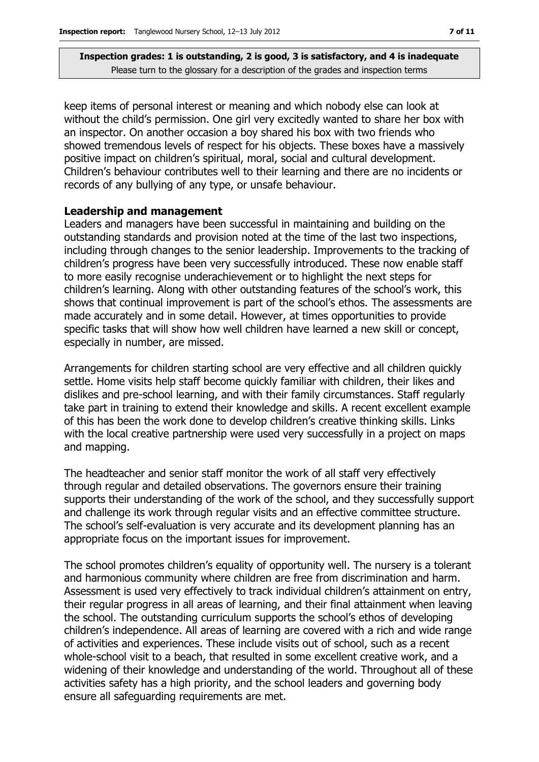**Inspection grades: 1 is outstanding, 2 is good, 3 is satisfactory, and 4 is inadequate**
Please turn to the glossary for a description of the grades and inspection terms

keep items of personal interest or meaning and which nobody else can look at without the child's permission. One girl very excitedly wanted to share her box with an inspector. On another occasion a boy shared his box with two friends who showed tremendous levels of respect for his objects. These boxes have a massively positive impact on children's spiritual, moral, social and cultural development. Children's behaviour contributes well to their learning and there are no incidents or records of any bullying of any type, or unsafe behaviour.

### Leadership and management

Leaders and managers have been successful in maintaining and building on the outstanding standards and provision noted at the time of the last two inspections, including through changes to the senior leadership. Improvements to the tracking of children's progress have been very successfully introduced. These now enable staff to more easily recognise underachievement or to highlight the next steps for children's learning. Along with other outstanding features of the school's work, this shows that continual improvement is part of the school's ethos. The assessments are made accurately and in some detail. However, at times opportunities to provide specific tasks that will show how well children have learned a new skill or concept, especially in number, are missed.

Arrangements for children starting school are very effective and all children quickly settle. Home visits help staff become quickly familiar with children, their likes and dislikes and pre-school learning, and with their family circumstances. Staff regularly take part in training to extend their knowledge and skills. A recent excellent example of this has been the work done to develop children's creative thinking skills. Links with the local creative partnership were used very successfully in a project on maps and mapping.

The headteacher and senior staff monitor the work of all staff very effectively through regular and detailed observations. The governors ensure their training supports their understanding of the work of the school, and they successfully support and challenge its work through regular visits and an effective committee structure. The school's self-evaluation is very accurate and its development planning has an appropriate focus on the important issues for improvement.

The school promotes children's equality of opportunity well. The nursery is a tolerant and harmonious community where children are free from discrimination and harm. Assessment is used very effectively to track individual children's attainment on entry, their regular progress in all areas of learning, and their final attainment when leaving the school. The outstanding curriculum supports the school's ethos of developing children's independence. All areas of learning are covered with a rich and wide range of activities and experiences. These include visits out of school, such as a recent whole-school visit to a beach, that resulted in some excellent creative work, and a widening of their knowledge and understanding of the world. Throughout all of these activities safety has a high priority, and the school leaders and governing body ensure all safeguarding requirements are met.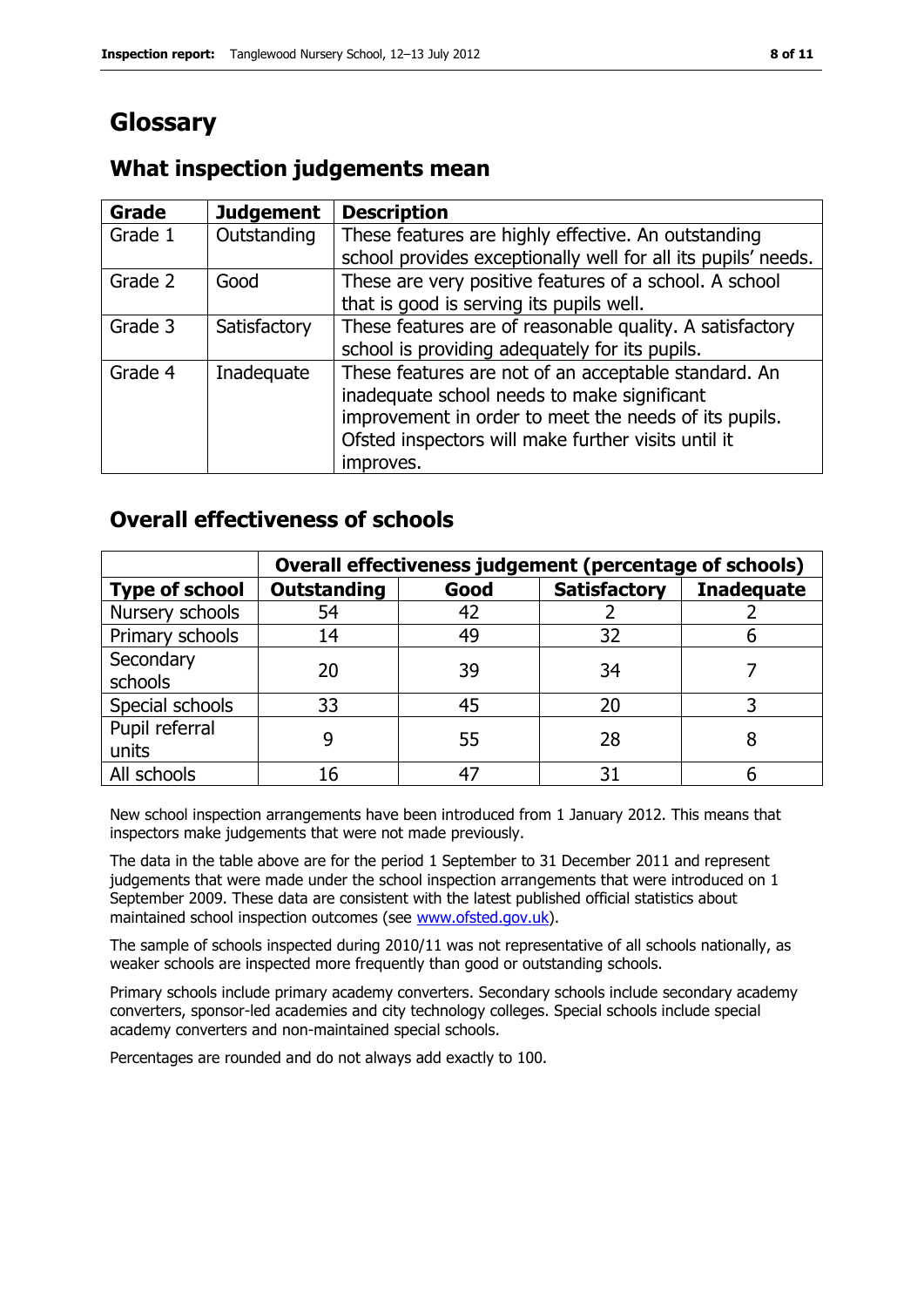# Glossary

## What inspection judgements mean

| Grade | Judgement | Description |
|---|---|---|
| Grade 1 | Outstanding | These features are highly effective. An outstanding school provides exceptionally well for all its pupils' needs. |
| Grade 2 | Good | These are very positive features of a school. A school that is good is serving its pupils well. |
| Grade 3 | Satisfactory | These features are of reasonable quality. A satisfactory school is providing adequately for its pupils. |
| Grade 4 | Inadequate | These features are not of an acceptable standard. An inadequate school needs to make significant improvement in order to meet the needs of its pupils. Ofsted inspectors will make further visits until it improves. |

## Overall effectiveness of schools

| | Overall effectiveness judgement (percentage of schools) | | | |
|---|---|---|---|---|
| **Type of school** | **Outstanding** | **Good** | **Satisfactory** | **Inadequate** |
| Nursery schools | 54 | 42 | 2 | 2 |
| Primary schools | 14 | 49 | 32 | 6 |
| Secondary schools | 20 | 39 | 34 | 7 |
| Special schools | 33 | 45 | 20 | 3 |
| Pupil referral units | 9 | 55 | 28 | 8 |
| All schools | 16 | 47 | 31 | 6 |

New school inspection arrangements have been introduced from 1 January 2012. This means that inspectors make judgements that were not made previously.

The data in the table above are for the period 1 September to 31 December 2011 and represent judgements that were made under the school inspection arrangements that were introduced on 1 September 2009. These data are consistent with the latest published official statistics about maintained school inspection outcomes (see www.ofsted.gov.uk).

The sample of schools inspected during 2010/11 was not representative of all schools nationally, as weaker schools are inspected more frequently than good or outstanding schools.

Primary schools include primary academy converters. Secondary schools include secondary academy converters, sponsor-led academies and city technology colleges. Special schools include special academy converters and non-maintained special schools.

Percentages are rounded and do not always add exactly to 100.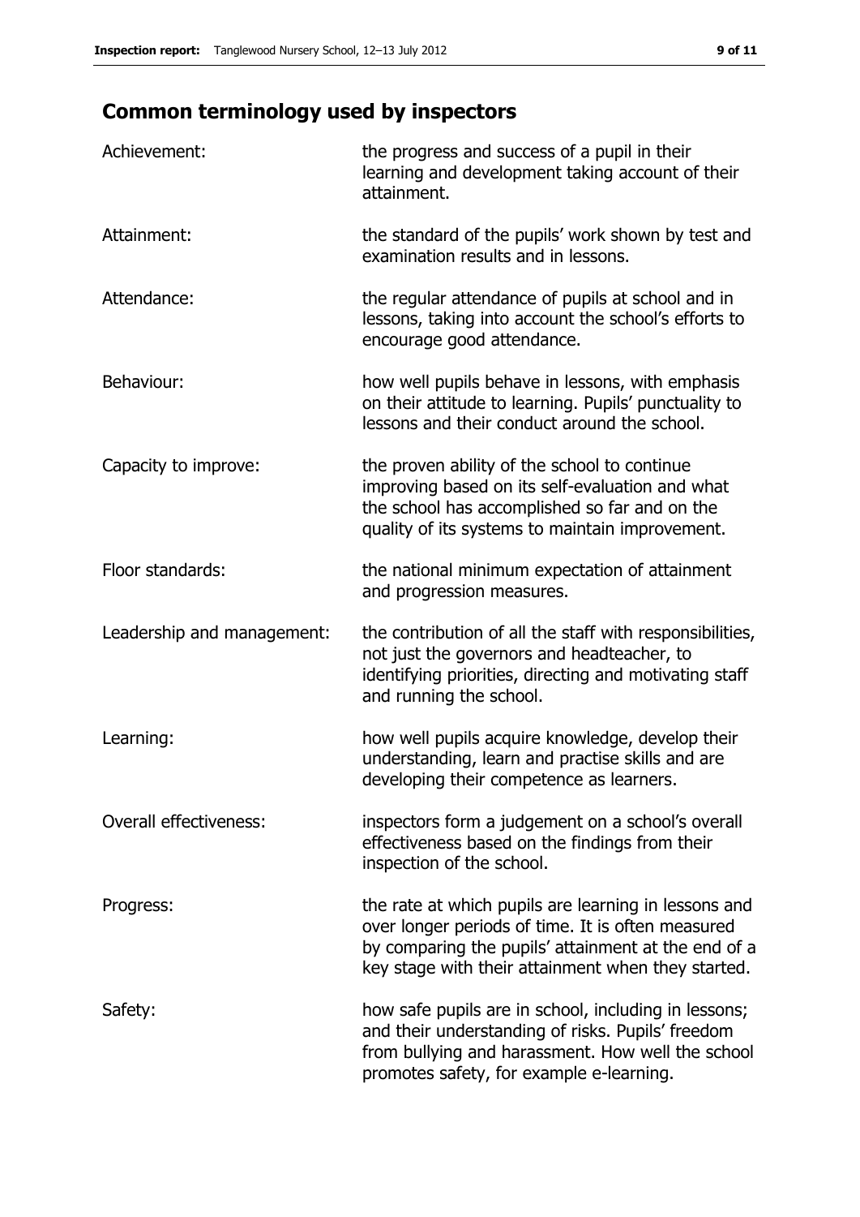## Common terminology used by inspectors

| | |
|---|---|
| Achievement: | the progress and success of a pupil in their learning and development taking account of their attainment. |
| Attainment: | the standard of the pupils' work shown by test and examination results and in lessons. |
| Attendance: | the regular attendance of pupils at school and in lessons, taking into account the school's efforts to encourage good attendance. |
| Behaviour: | how well pupils behave in lessons, with emphasis on their attitude to learning. Pupils' punctuality to lessons and their conduct around the school. |
| Capacity to improve: | the proven ability of the school to continue improving based on its self-evaluation and what the school has accomplished so far and on the quality of its systems to maintain improvement. |
| Floor standards: | the national minimum expectation of attainment and progression measures. |
| Leadership and management: | the contribution of all the staff with responsibilities, not just the governors and headteacher, to identifying priorities, directing and motivating staff and running the school. |
| Learning: | how well pupils acquire knowledge, develop their understanding, learn and practise skills and are developing their competence as learners. |
| Overall effectiveness: | inspectors form a judgement on a school's overall effectiveness based on the findings from their inspection of the school. |
| Progress: | the rate at which pupils are learning in lessons and over longer periods of time. It is often measured by comparing the pupils' attainment at the end of a key stage with their attainment when they started. |
| Safety: | how safe pupils are in school, including in lessons; and their understanding of risks. Pupils' freedom from bullying and harassment. How well the school promotes safety, for example e-learning. |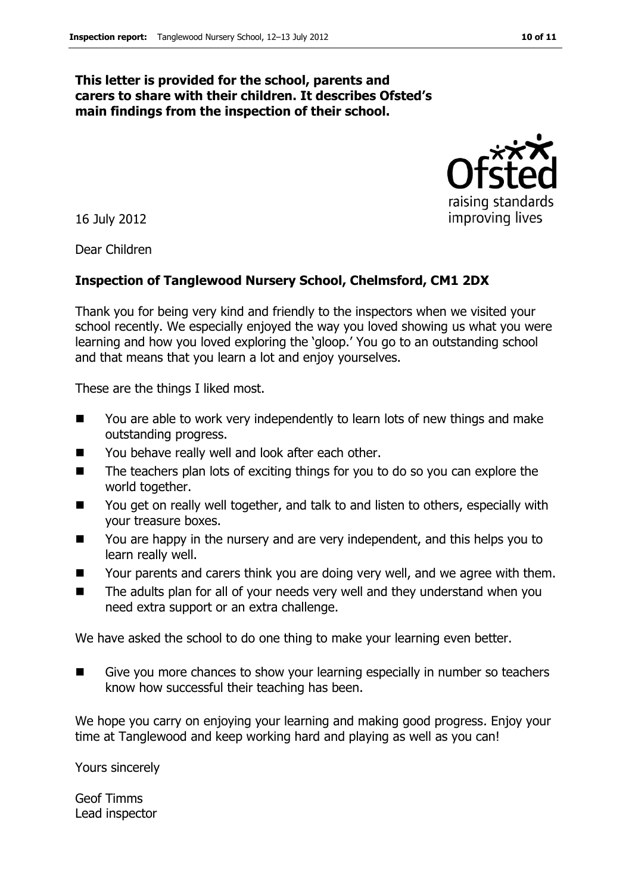**This letter is provided for the school, parents and carers to share with their children. It describes Ofsted's main findings from the inspection of their school.**

16 July 2012

Dear Children

**Inspection of Tanglewood Nursery School, Chelmsford, CM1 2DX**

Thank you for being very kind and friendly to the inspectors when we visited your school recently. We especially enjoyed the way you loved showing us what you were learning and how you loved exploring the 'gloop.' You go to an outstanding school and that means that you learn a lot and enjoy yourselves.

These are the things I liked most.

- You are able to work very independently to learn lots of new things and make outstanding progress.
- You behave really well and look after each other.
- The teachers plan lots of exciting things for you to do so you can explore the world together.
- You get on really well together, and talk to and listen to others, especially with your treasure boxes.
- You are happy in the nursery and are very independent, and this helps you to learn really well.
- Your parents and carers think you are doing very well, and we agree with them.
- The adults plan for all of your needs very well and they understand when you need extra support or an extra challenge.

We have asked the school to do one thing to make your learning even better.

- Give you more chances to show your learning especially in number so teachers know how successful their teaching has been.

We hope you carry on enjoying your learning and making good progress. Enjoy your time at Tanglewood and keep working hard and playing as well as you can!

Yours sincerely

Geof Timms
Lead inspector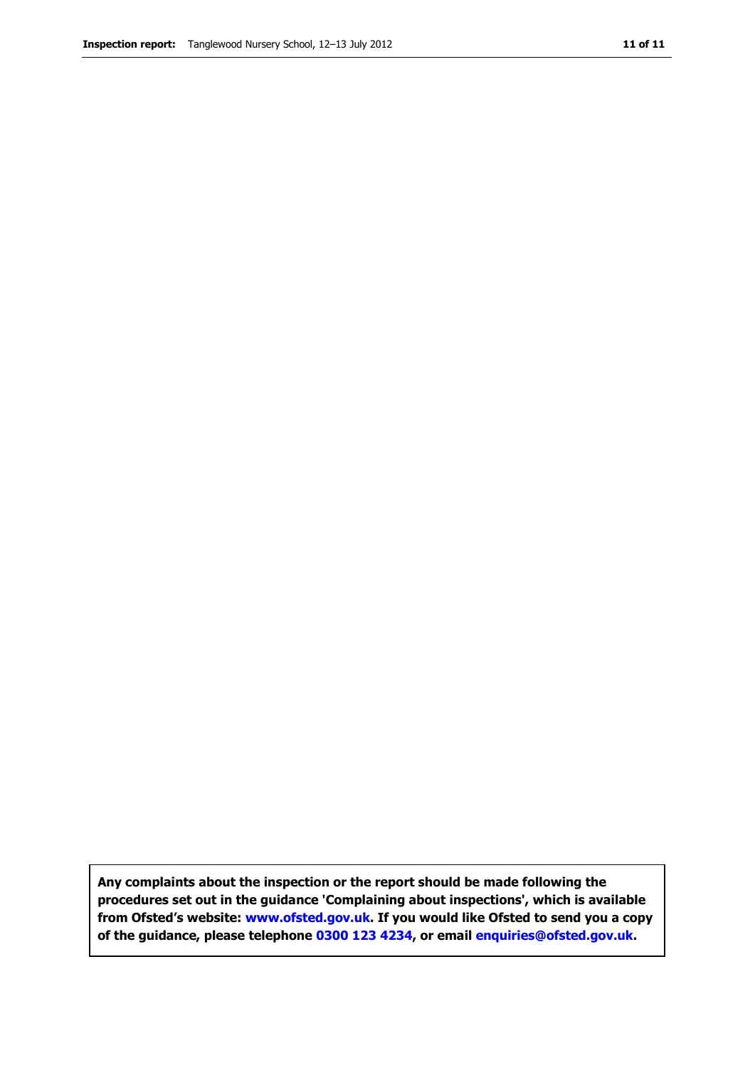**Any complaints about the inspection or the report should be made following the procedures set out in the guidance 'Complaining about inspections', which is available from Ofsted's website: www.ofsted.gov.uk. If you would like Ofsted to send you a copy of the guidance, please telephone 0300 123 4234, or email enquiries@ofsted.gov.uk.**